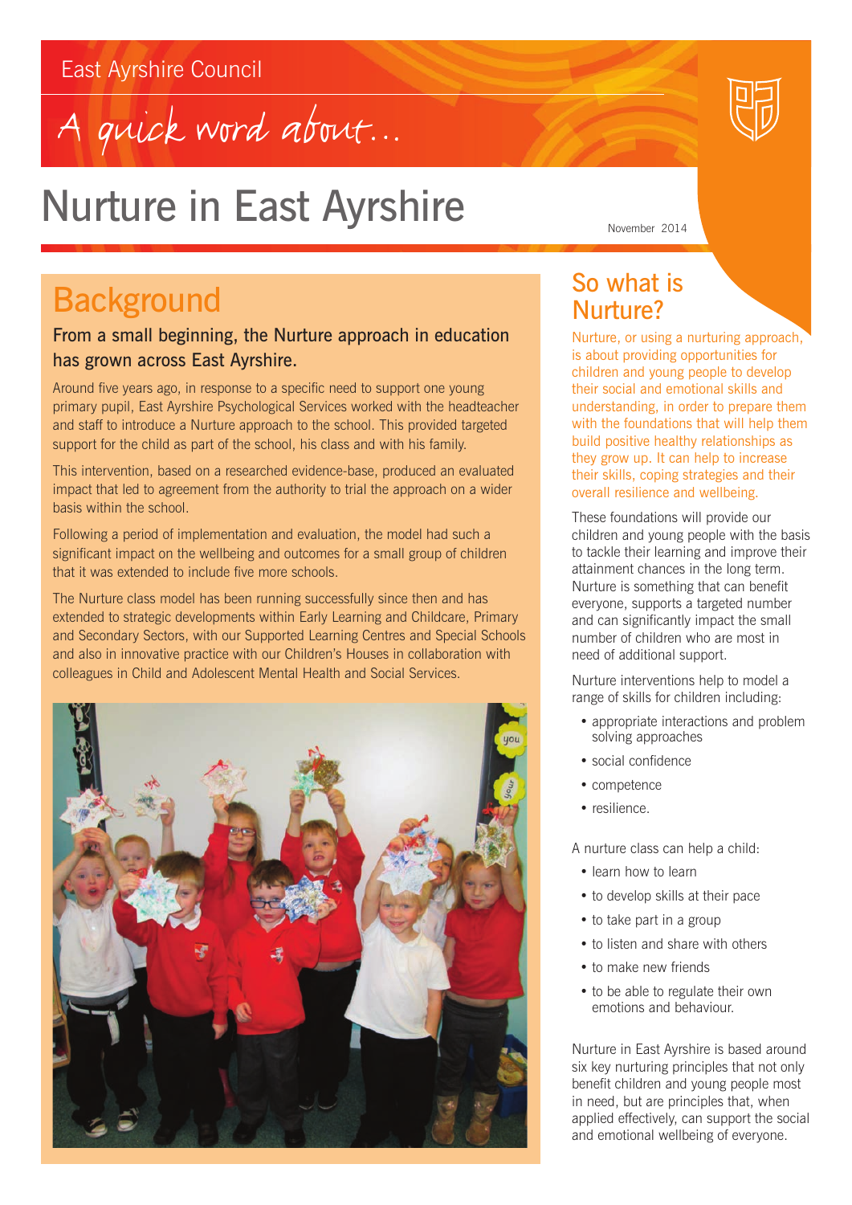East Ayrshire Council

A quick word about...

# Nurture in East Ayrshire

November 2014

## Background

### From a small beginning, the Nurture approach in education has grown across East Ayrshire.

Around five years ago, in response to a specific need to support one young primary pupil, East Ayrshire Psychological Services worked with the headteacher and staff to introduce a Nurture approach to the school. This provided targeted support for the child as part of the school, his class and with his family.

This intervention, based on a researched evidence-base, produced an evaluated impact that led to agreement from the authority to trial the approach on a wider basis within the school.

Following a period of implementation and evaluation, the model had such a significant impact on the wellbeing and outcomes for a small group of children that it was extended to include five more schools.

The Nurture class model has been running successfully since then and has extended to strategic developments within Early Learning and Childcare, Primary and Secondary Sectors, with our Supported Learning Centres and Special Schools and also in innovative practice with our Children's Houses in collaboration with colleagues in Child and Adolescent Mental Health and Social Services.

## So what is Nurture?

Nurture, or using a nurturing approach, is about providing opportunities for children and young people to develop their social and emotional skills and understanding, in order to prepare them with the foundations that will help them build positive healthy relationships as they grow up. It can help to increase their skills, coping strategies and their overall resilience and wellbeing.

These foundations will provide our children and young people with the basis to tackle their learning and improve their attainment chances in the long term. Nurture is something that can benefit everyone, supports a targeted number and can significantly impact the small number of children who are most in need of additional support.

Nurture interventions help to model a range of skills for children including:

- appropriate interactions and problem solving approaches
- social confidence
- competence
- resilience.

A nurture class can help a child:

- learn how to learn
- to develop skills at their pace
- to take part in a group
- to listen and share with others
- to make new friends
- to be able to regulate their own emotions and behaviour.

Nurture in East Ayrshire is based around six key nurturing principles that not only benefit children and young people most in need, but are principles that, when applied effectively, can support the social and emotional wellbeing of everyone.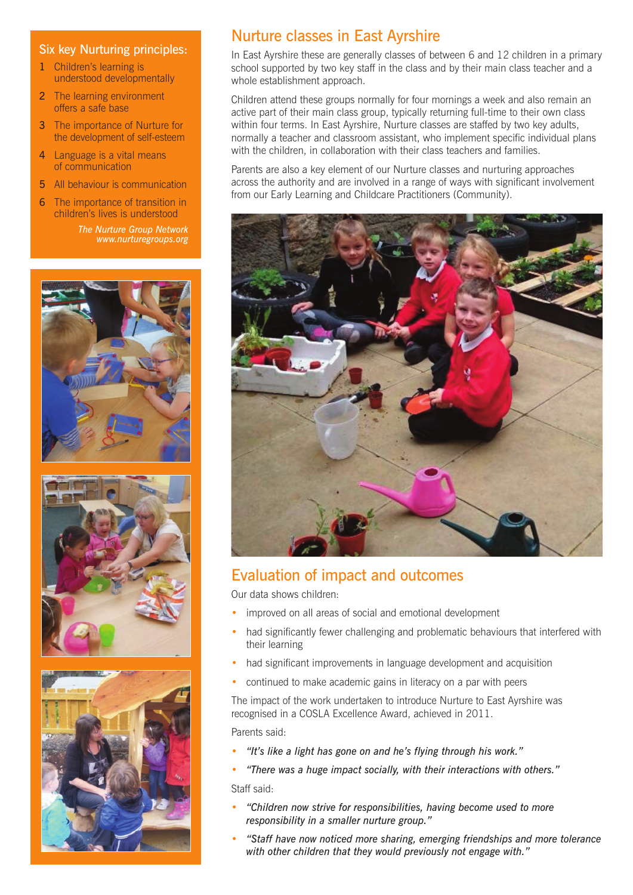## Six key Nurturing principles:

1. Children's learning is understood developmentally
2. The learning environment offers a safe base
3. The importance of Nurture for the development of self-esteem
4. Language is a vital means of communication
5. All behaviour is communication
6. The importance of transition in children's lives is understood

*The Nurture Group Network*
*www.nurturegroups.org*

## Nurture classes in East Ayrshire

In East Ayrshire these are generally classes of between 6 and 12 children in a primary school supported by two key staff in the class and by their main class teacher and a whole establishment approach.

Children attend these groups normally for four mornings a week and also remain an active part of their main class group, typically returning full-time to their own class within four terms. In East Ayrshire, Nurture classes are staffed by two key adults, normally a teacher and classroom assistant, who implement specific individual plans with the children, in collaboration with their class teachers and families.

Parents are also a key element of our Nurture classes and nurturing approaches across the authority and are involved in a range of ways with significant involvement from our Early Learning and Childcare Practitioners (Community).

## Evaluation of impact and outcomes

Our data shows children:

- improved on all areas of social and emotional development
- had significantly fewer challenging and problematic behaviours that interfered with their learning
- had significant improvements in language development and acquisition
- continued to make academic gains in literacy on a par with peers

The impact of the work undertaken to introduce Nurture to East Ayrshire was recognised in a COSLA Excellence Award, achieved in 2011.

Parents said:

- *"It's like a light has gone on and he's flying through his work."*
- *"There was a huge impact socially, with their interactions with others."*

Staff said:

- *"Children now strive for responsibilities, having become used to more responsibility in a smaller nurture group."*
- *"Staff have now noticed more sharing, emerging friendships and more tolerance with other children that they would previously not engage with."*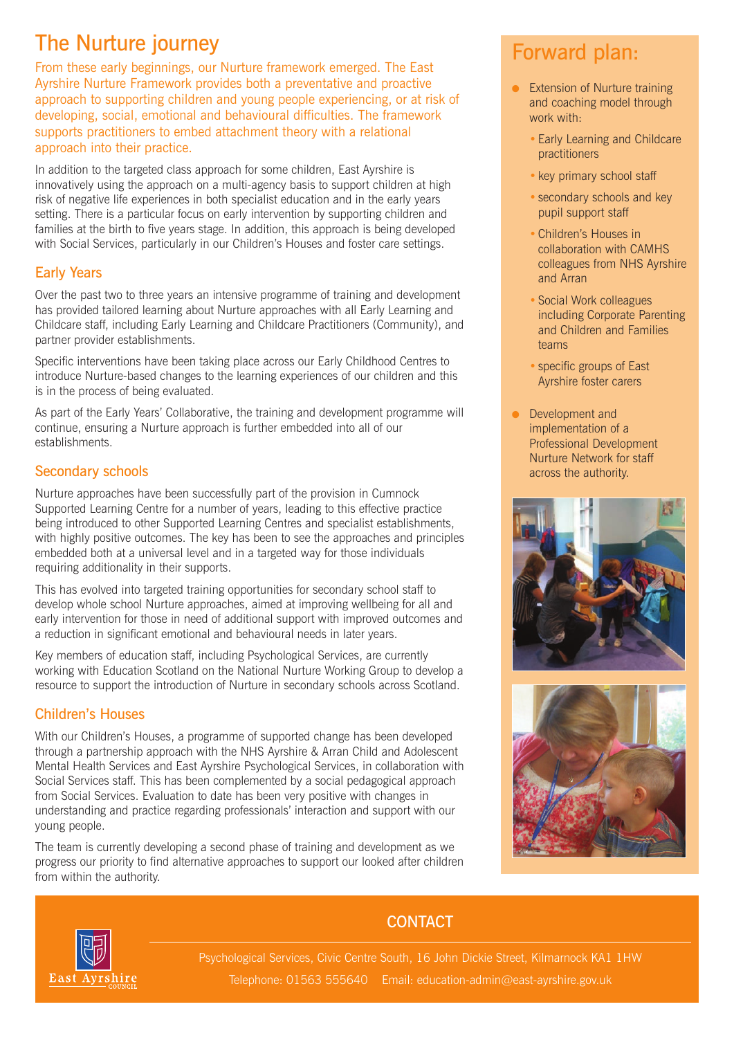# The Nurture journey

From these early beginnings, our Nurture framework emerged. The East Ayrshire Nurture Framework provides both a preventative and proactive approach to supporting children and young people experiencing, or at risk of developing, social, emotional and behavioural difficulties. The framework supports practitioners to embed attachment theory with a relational approach into their practice.

In addition to the targeted class approach for some children, East Ayrshire is innovatively using the approach on a multi-agency basis to support children at high risk of negative life experiences in both specialist education and in the early years setting. There is a particular focus on early intervention by supporting children and families at the birth to five years stage. In addition, this approach is being developed with Social Services, particularly in our Children's Houses and foster care settings.

## Early Years

Over the past two to three years an intensive programme of training and development has provided tailored learning about Nurture approaches with all Early Learning and Childcare staff, including Early Learning and Childcare Practitioners (Community), and partner provider establishments.

Specific interventions have been taking place across our Early Childhood Centres to introduce Nurture-based changes to the learning experiences of our children and this is in the process of being evaluated.

As part of the Early Years' Collaborative, the training and development programme will continue, ensuring a Nurture approach is further embedded into all of our establishments.

## Secondary schools

Nurture approaches have been successfully part of the provision in Cumnock Supported Learning Centre for a number of years, leading to this effective practice being introduced to other Supported Learning Centres and specialist establishments, with highly positive outcomes. The key has been to see the approaches and principles embedded both at a universal level and in a targeted way for those individuals requiring additionality in their supports.

This has evolved into targeted training opportunities for secondary school staff to develop whole school Nurture approaches, aimed at improving wellbeing for all and early intervention for those in need of additional support with improved outcomes and a reduction in significant emotional and behavioural needs in later years.

Key members of education staff, including Psychological Services, are currently working with Education Scotland on the National Nurture Working Group to develop a resource to support the introduction of Nurture in secondary schools across Scotland.

## Children's Houses

With our Children's Houses, a programme of supported change has been developed through a partnership approach with the NHS Ayrshire & Arran Child and Adolescent Mental Health Services and East Ayrshire Psychological Services, in collaboration with Social Services staff. This has been complemented by a social pedagogical approach from Social Services. Evaluation to date has been very positive with changes in understanding and practice regarding professionals' interaction and support with our young people.

The team is currently developing a second phase of training and development as we progress our priority to find alternative approaches to support our looked after children from within the authority.

# Forward plan:

- Extension of Nurture training and coaching model through work with:
  - Early Learning and Childcare practitioners
  - key primary school staff
  - secondary schools and key pupil support staff
  - Children's Houses in collaboration with CAMHS colleagues from NHS Ayrshire and Arran
  - Social Work colleagues including Corporate Parenting and Children and Families teams
  - specific groups of East Ayrshire foster carers
- Development and implementation of a Professional Development Nurture Network for staff across the authority.

## CONTACT

Psychological Services, Civic Centre South, 16 John Dickie Street, Kilmarnock KA1 1HW

Telephone: 01563 555640 Email: education-admin@east-ayrshire.gov.uk

East Ayrshire Council